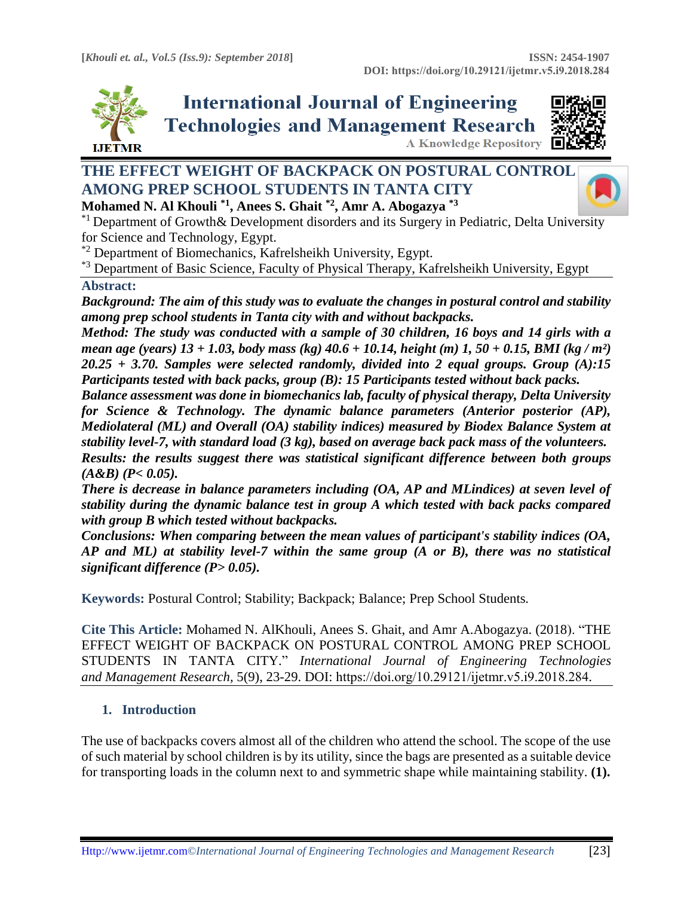# THE EFFECT WEIGHT OF BACKPACK ON POSTURAL CONTROL AMONG PREP SCHOOL STUDENTS IN TANTA CITY

**Mohamed N. Al Khouli [*1], Anees S. Ghait [*2], Amr A. Abogazya [*3]**

[*1] Department of Growth& Development disorders and its Surgery in Pediatric, Delta University for Science and Technology, Egypt.

[*2] Department of Biomechanics, Kafrelsheikh University, Egypt.

[*3] Department of Basic Science, Faculty of Physical Therapy, Kafrelsheikh University, Egypt

## Abstract:

***Background: The aim of this study was to evaluate the changes in postural control and stability among prep school students in Tanta city with and without backpacks.***

***Method: The study was conducted with a sample of 30 children, 16 boys and 14 girls with a mean age (years) 13 + 1.03, body mass (kg) 40.6 + 10.14, height (m) 1, 50 + 0.15, BMI (kg / m²) 20.25 + 3.70. Samples were selected randomly, divided into 2 equal groups. Group (A):15 Participants tested with back packs, group (B): 15 Participants tested without back packs.***

***Balance assessment was done in biomechanics lab, faculty of physical therapy, Delta University for Science & Technology. The dynamic balance parameters (Anterior posterior (AP), Mediolateral (ML) and Overall (OA) stability indices) measured by Biodex Balance System at stability level-7, with standard load (3 kg), based on average back pack mass of the volunteers.***

***Results: the results suggest there was statistical significant difference between both groups (A&B) (P< 0.05).***

***There is decrease in balance parameters including (OA, AP and MLindices) at seven level of stability during the dynamic balance test in group A which tested with back packs compared with group B which tested without backpacks.***

***Conclusions: When comparing between the mean values of participant's stability indices (OA, AP and ML) at stability level-7 within the same group (A or B), there was no statistical significant difference (P> 0.05).***

**Keywords:** Postural Control; Stability; Backpack; Balance; Prep School Students.

**Cite This Article:** Mohamed N. AlKhouli, Anees S. Ghait, and Amr A.Abogazya. (2018). "THE EFFECT WEIGHT OF BACKPACK ON POSTURAL CONTROL AMONG PREP SCHOOL STUDENTS IN TANTA CITY." *International Journal of Engineering Technologies and Management Research,* 5(9), 23-29. DOI: https://doi.org/10.29121/ijetmr.v5.i9.2018.284.

## 1. Introduction

The use of backpacks covers almost all of the children who attend the school. The scope of the use of such material by school children is by its utility, since the bags are presented as a suitable device for transporting loads in the column next to and symmetric shape while maintaining stability. **(1).**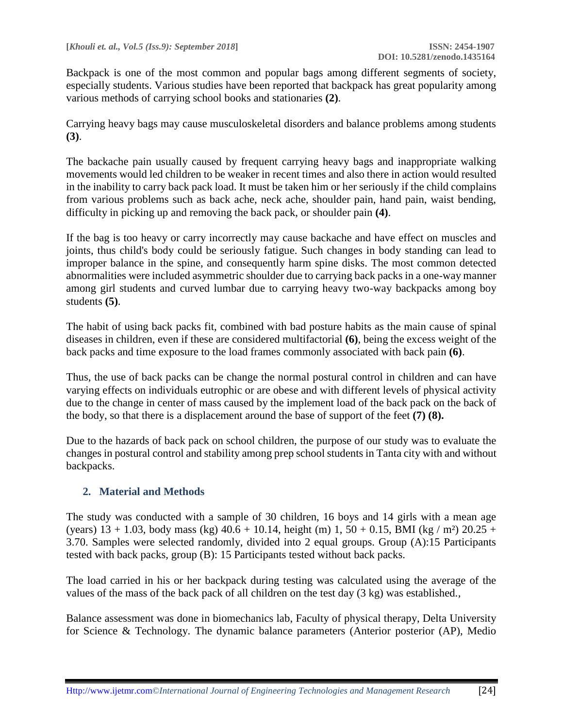Backpack is one of the most common and popular bags among different segments of society, especially students. Various studies have been reported that backpack has great popularity among various methods of carrying school books and stationaries **(2)**.

Carrying heavy bags may cause musculoskeletal disorders and balance problems among students **(3)**.

The backache pain usually caused by frequent carrying heavy bags and inappropriate walking movements would led children to be weaker in recent times and also there in action would resulted in the inability to carry back pack load. It must be taken him or her seriously if the child complains from various problems such as back ache, neck ache, shoulder pain, hand pain, waist bending, difficulty in picking up and removing the back pack, or shoulder pain **(4)**.

If the bag is too heavy or carry incorrectly may cause backache and have effect on muscles and joints, thus child's body could be seriously fatigue. Such changes in body standing can lead to improper balance in the spine, and consequently harm spine disks. The most common detected abnormalities were included asymmetric shoulder due to carrying back packs in a one-way manner among girl students and curved lumbar due to carrying heavy two-way backpacks among boy students **(5)**.

The habit of using back packs fit, combined with bad posture habits as the main cause of spinal diseases in children, even if these are considered multifactorial **(6)**, being the excess weight of the back packs and time exposure to the load frames commonly associated with back pain **(6)**.

Thus, the use of back packs can be change the normal postural control in children and can have varying effects on individuals eutrophic or are obese and with different levels of physical activity due to the change in center of mass caused by the implement load of the back pack on the back of the body, so that there is a displacement around the base of support of the feet **(7) (8).**

Due to the hazards of back pack on school children, the purpose of our study was to evaluate the changes in postural control and stability among prep school students in Tanta city with and without backpacks.

## 2. Material and Methods

The study was conducted with a sample of 30 children, 16 boys and 14 girls with a mean age (years) 13 + 1.03, body mass (kg) 40.6 + 10.14, height (m) 1, 50 + 0.15, BMI (kg / m²) 20.25 + 3.70. Samples were selected randomly, divided into 2 equal groups. Group (A):15 Participants tested with back packs, group (B): 15 Participants tested without back packs.

The load carried in his or her backpack during testing was calculated using the average of the values of the mass of the back pack of all children on the test day (3 kg) was established.,

Balance assessment was done in biomechanics lab, Faculty of physical therapy, Delta University for Science & Technology. The dynamic balance parameters (Anterior posterior (AP), Medio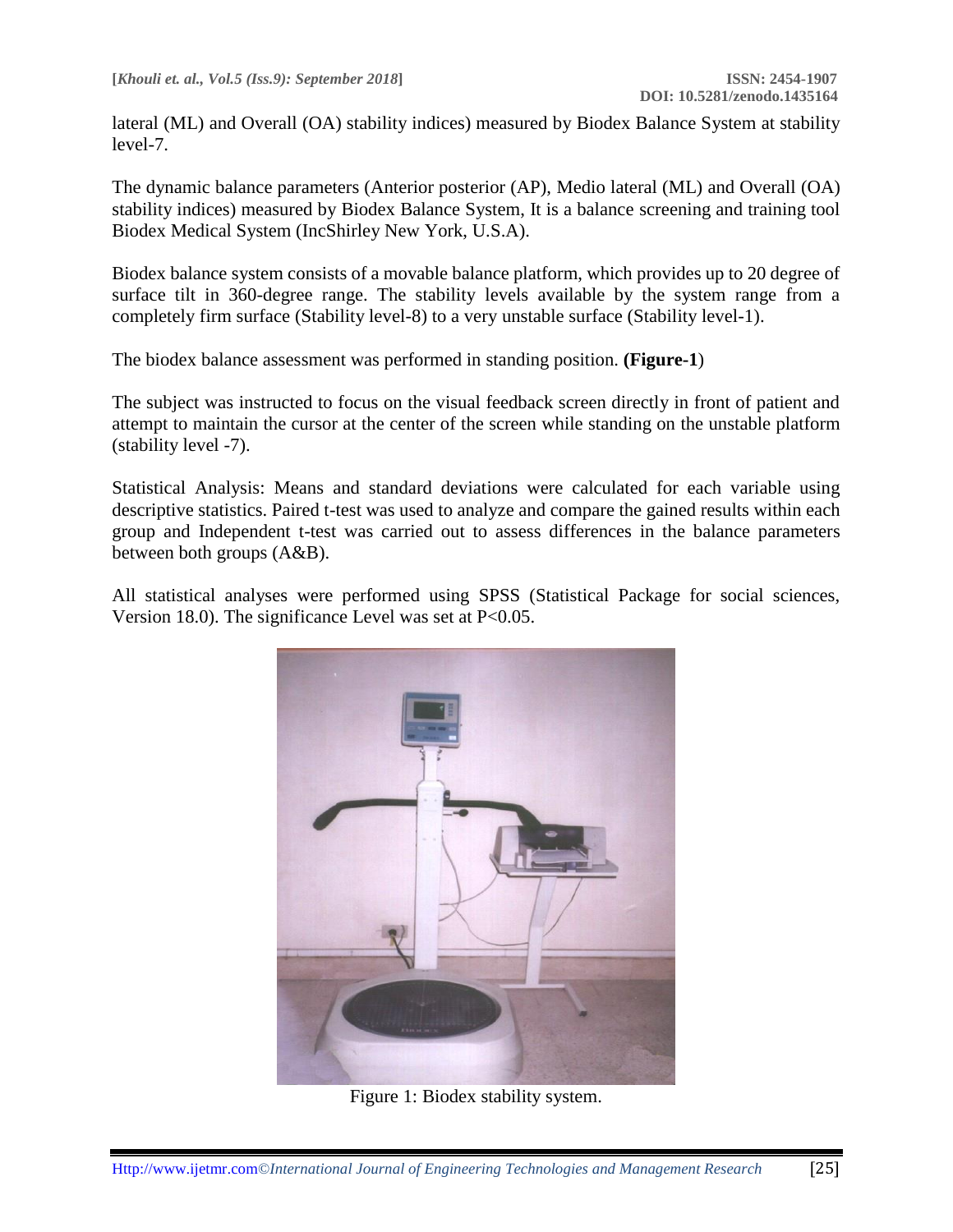lateral (ML) and Overall (OA) stability indices) measured by Biodex Balance System at stability level-7.

The dynamic balance parameters (Anterior posterior (AP), Medio lateral (ML) and Overall (OA) stability indices) measured by Biodex Balance System, It is a balance screening and training tool Biodex Medical System (IncShirley New York, U.S.A).

Biodex balance system consists of a movable balance platform, which provides up to 20 degree of surface tilt in 360-degree range. The stability levels available by the system range from a completely firm surface (Stability level-8) to a very unstable surface (Stability level-1).

The biodex balance assessment was performed in standing position. **(Figure-1**)

The subject was instructed to focus on the visual feedback screen directly in front of patient and attempt to maintain the cursor at the center of the screen while standing on the unstable platform (stability level -7).

Statistical Analysis: Means and standard deviations were calculated for each variable using descriptive statistics. Paired t-test was used to analyze and compare the gained results within each group and Independent t-test was carried out to assess differences in the balance parameters between both groups (A&B).

All statistical analyses were performed using SPSS (Statistical Package for social sciences, Version 18.0). The significance Level was set at $P<0.05$.

Figure 1: Biodex stability system.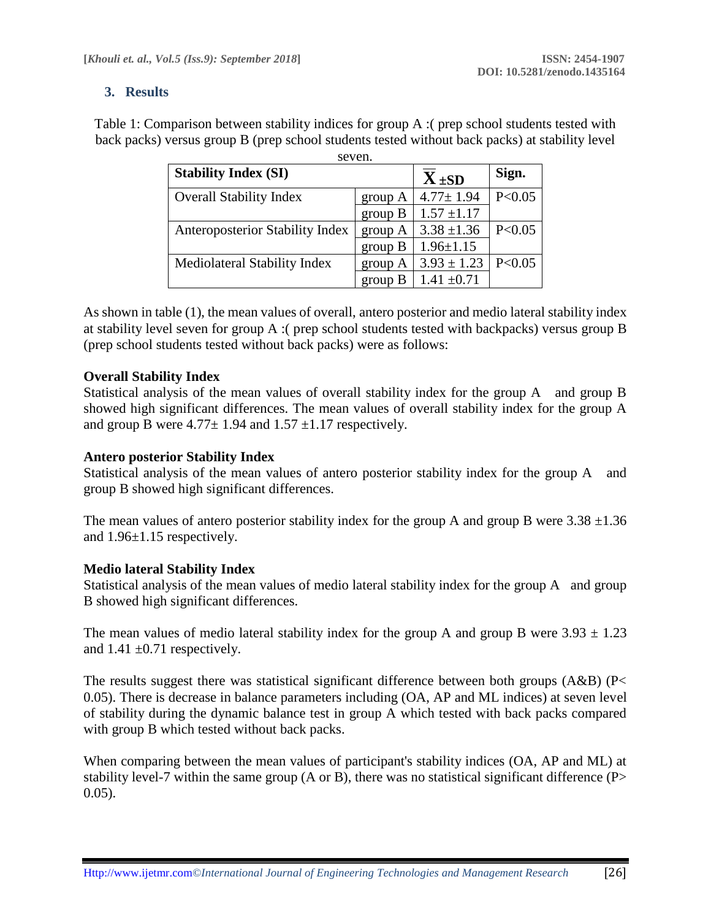## 3. Results

Table 1: Comparison between stability indices for group A :( prep school students tested with back packs) versus group B (prep school students tested without back packs) at stability level seven.

| Stability Index (SI) | | $\overline{X}$ ±SD | Sign. |
|---|---|---|---|
| Overall Stability Index | group A | 4.77± 1.94 | P<0.05 |
| | group B | 1.57 ±1.17 | |
| Anteroposterior Stability Index | group A | 3.38 ±1.36 | P<0.05 |
| | group B | 1.96±1.15 | |
| Mediolateral Stability Index | group A | 3.93 ± 1.23 | P<0.05 |
| | group B | 1.41 ±0.71 | |

As shown in table (1), the mean values of overall, antero posterior and medio lateral stability index at stability level seven for group A :( prep school students tested with backpacks) versus group B (prep school students tested without back packs) were as follows:

**Overall Stability Index**

Statistical analysis of the mean values of overall stability index for the group A and group B showed high significant differences. The mean values of overall stability index for the group A and group B were 4.77± 1.94 and 1.57 ±1.17 respectively.

**Antero posterior Stability Index**

Statistical analysis of the mean values of antero posterior stability index for the group A and group B showed high significant differences.

The mean values of antero posterior stability index for the group A and group B were 3.38 ±1.36 and 1.96±1.15 respectively.

**Medio lateral Stability Index**

Statistical analysis of the mean values of medio lateral stability index for the group A and group B showed high significant differences.

The mean values of medio lateral stability index for the group A and group B were 3.93 ± 1.23 and 1.41 ±0.71 respectively.

The results suggest there was statistical significant difference between both groups (A&B) ($P < 0.05$). There is decrease in balance parameters including (OA, AP and ML indices) at seven level of stability during the dynamic balance test in group A which tested with back packs compared with group B which tested without back packs.

When comparing between the mean values of participant's stability indices (OA, AP and ML) at stability level-7 within the same group (A or B), there was no statistical significant difference ($P > 0.05$).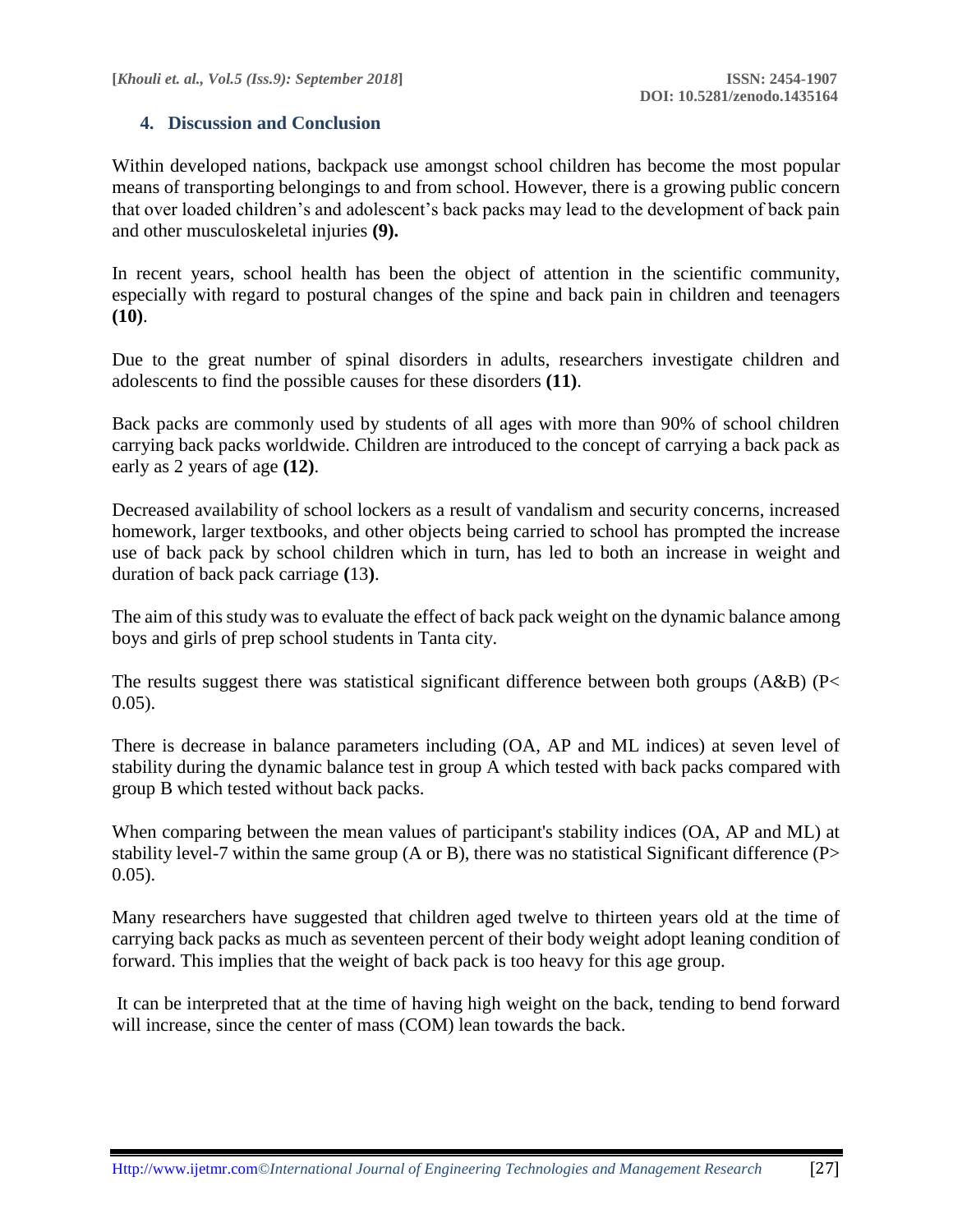## 4. Discussion and Conclusion

Within developed nations, backpack use amongst school children has become the most popular means of transporting belongings to and from school. However, there is a growing public concern that over loaded children's and adolescent's back packs may lead to the development of back pain and other musculoskeletal injuries **(9).**

In recent years, school health has been the object of attention in the scientific community, especially with regard to postural changes of the spine and back pain in children and teenagers **(10)**.

Due to the great number of spinal disorders in adults, researchers investigate children and adolescents to find the possible causes for these disorders **(11)**.

Back packs are commonly used by students of all ages with more than 90% of school children carrying back packs worldwide. Children are introduced to the concept of carrying a back pack as early as 2 years of age **(12)**.

Decreased availability of school lockers as a result of vandalism and security concerns, increased homework, larger textbooks, and other objects being carried to school has prompted the increase use of back pack by school children which in turn, has led to both an increase in weight and duration of back pack carriage **(**13**)**.

The aim of this study was to evaluate the effect of back pack weight on the dynamic balance among boys and girls of prep school students in Tanta city.

The results suggest there was statistical significant difference between both groups (A&B) ($P < 0.05$).

There is decrease in balance parameters including (OA, AP and ML indices) at seven level of stability during the dynamic balance test in group A which tested with back packs compared with group B which tested without back packs.

When comparing between the mean values of participant's stability indices (OA, AP and ML) at stability level-7 within the same group (A or B), there was no statistical Significant difference ($P > 0.05$).

Many researchers have suggested that children aged twelve to thirteen years old at the time of carrying back packs as much as seventeen percent of their body weight adopt leaning condition of forward. This implies that the weight of back pack is too heavy for this age group.

It can be interpreted that at the time of having high weight on the back, tending to bend forward will increase, since the center of mass (COM) lean towards the back.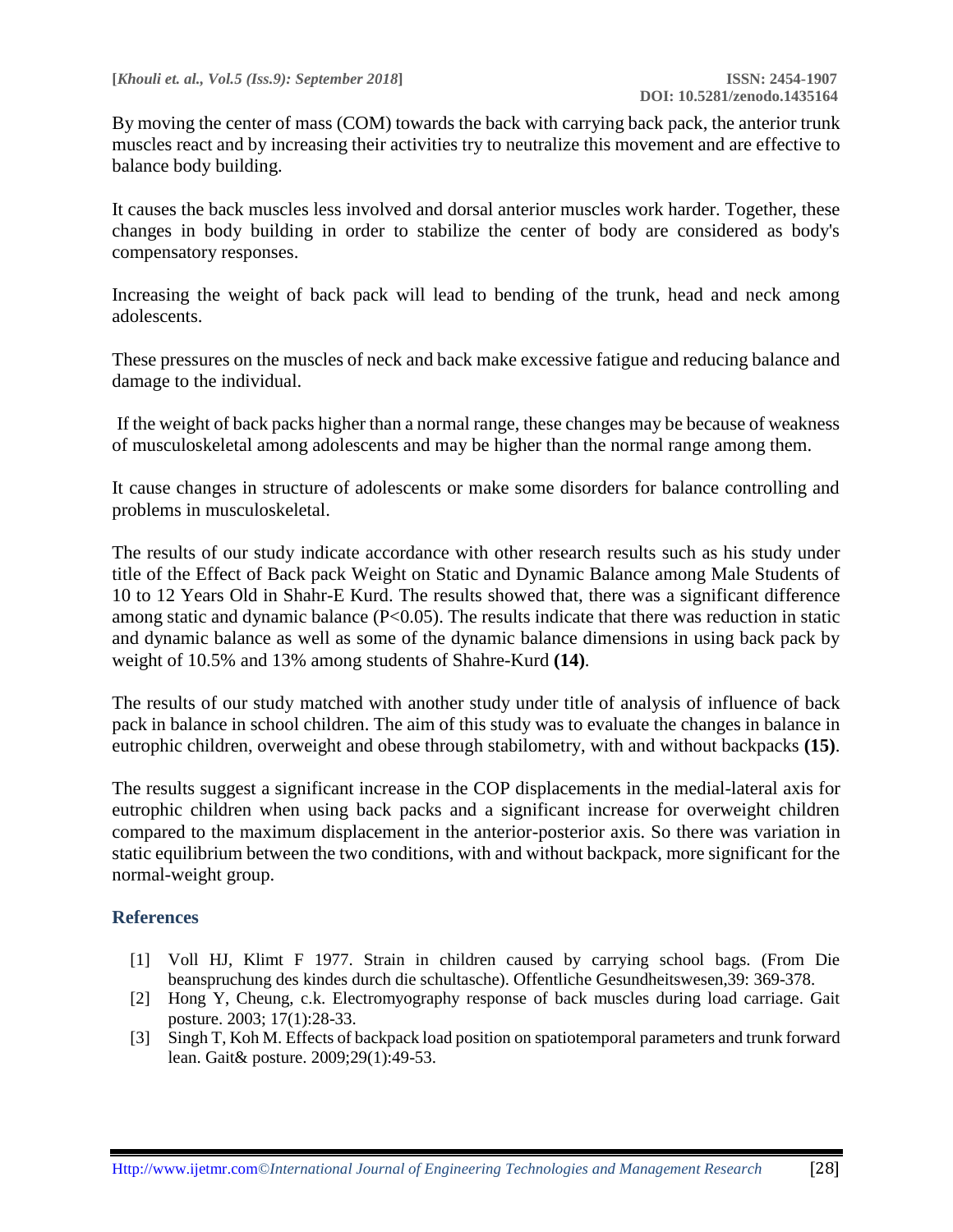By moving the center of mass (COM) towards the back with carrying back pack, the anterior trunk muscles react and by increasing their activities try to neutralize this movement and are effective to balance body building.

It causes the back muscles less involved and dorsal anterior muscles work harder. Together, these changes in body building in order to stabilize the center of body are considered as body's compensatory responses.

Increasing the weight of back pack will lead to bending of the trunk, head and neck among adolescents.

These pressures on the muscles of neck and back make excessive fatigue and reducing balance and damage to the individual.

If the weight of back packs higher than a normal range, these changes may be because of weakness of musculoskeletal among adolescents and may be higher than the normal range among them.

It cause changes in structure of adolescents or make some disorders for balance controlling and problems in musculoskeletal.

The results of our study indicate accordance with other research results such as his study under title of the Effect of Back pack Weight on Static and Dynamic Balance among Male Students of 10 to 12 Years Old in Shahr-E Kurd. The results showed that, there was a significant difference among static and dynamic balance ($P<0.05$). The results indicate that there was reduction in static and dynamic balance as well as some of the dynamic balance dimensions in using back pack by weight of 10.5% and 13% among students of Shahre-Kurd **(14)**.

The results of our study matched with another study under title of analysis of influence of back pack in balance in school children. The aim of this study was to evaluate the changes in balance in eutrophic children, overweight and obese through stabilometry, with and without backpacks **(15)**.

The results suggest a significant increase in the COP displacements in the medial-lateral axis for eutrophic children when using back packs and a significant increase for overweight children compared to the maximum displacement in the anterior-posterior axis. So there was variation in static equilibrium between the two conditions, with and without backpack, more significant for the normal-weight group.

## References

[1] Voll HJ, Klimt F 1977. Strain in children caused by carrying school bags. (From Die beanspruchung des kindes durch die schultasche). Offentliche Gesundheitswesen,39: 369-378.

[2] Hong Y, Cheung, c.k. Electromyography response of back muscles during load carriage. Gait posture. 2003; 17(1):28-33.

[3] Singh T, Koh M. Effects of backpack load position on spatiotemporal parameters and trunk forward lean. Gait& posture. 2009;29(1):49-53.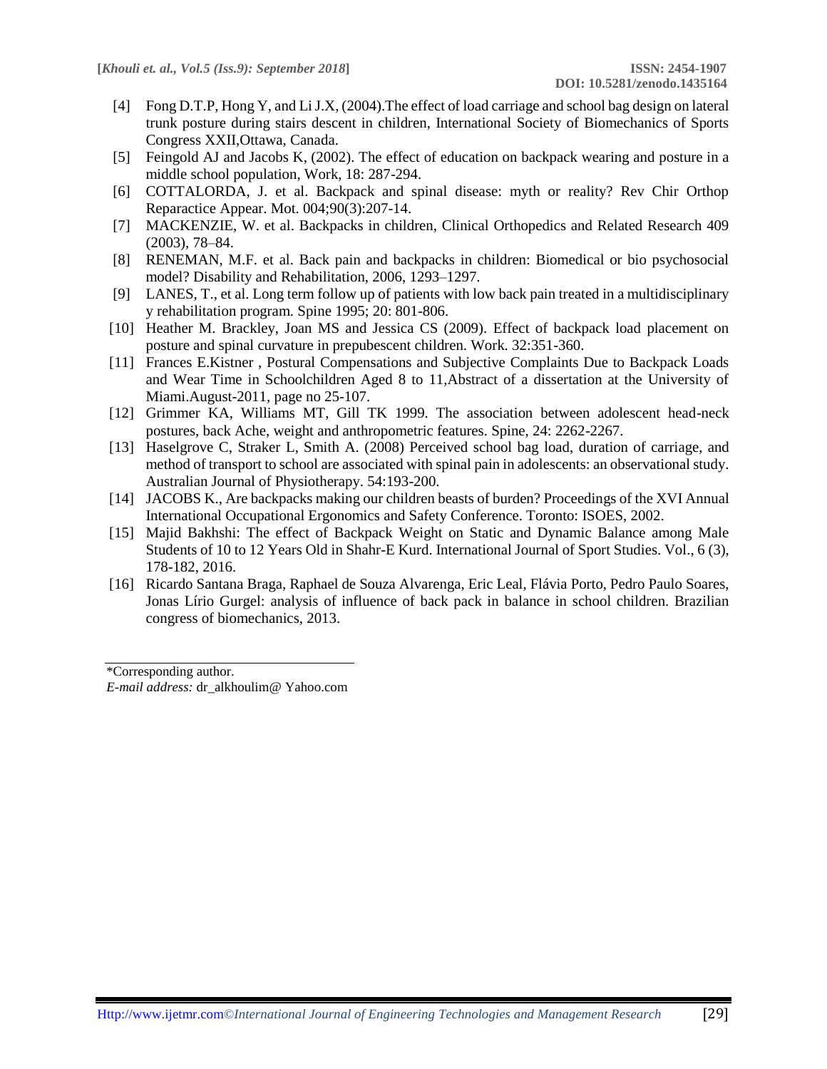[4] Fong D.T.P, Hong Y, and Li J.X, (2004).The effect of load carriage and school bag design on lateral trunk posture during stairs descent in children, International Society of Biomechanics of Sports Congress XXII,Ottawa, Canada.

[5] Feingold AJ and Jacobs K, (2002). The effect of education on backpack wearing and posture in a middle school population, Work, 18: 287-294.

[6] COTTALORDA, J. et al. Backpack and spinal disease: myth or reality? Rev Chir Orthop Reparactice Appear. Mot. 004;90(3):207-14.

[7] MACKENZIE, W. et al. Backpacks in children, Clinical Orthopedics and Related Research 409 (2003), 78–84.

[8] RENEMAN, M.F. et al. Back pain and backpacks in children: Biomedical or bio psychosocial model? Disability and Rehabilitation, 2006, 1293–1297.

[9] LANES, T., et al. Long term follow up of patients with low back pain treated in a multidisciplinary y rehabilitation program. Spine 1995; 20: 801-806.

[10] Heather M. Brackley, Joan MS and Jessica CS (2009). Effect of backpack load placement on posture and spinal curvature in prepubescent children. Work. 32:351-360.

[11] Frances E.Kistner , Postural Compensations and Subjective Complaints Due to Backpack Loads and Wear Time in Schoolchildren Aged 8 to 11,Abstract of a dissertation at the University of Miami.August-2011, page no 25-107.

[12] Grimmer KA, Williams MT, Gill TK 1999. The association between adolescent head-neck postures, back Ache, weight and anthropometric features. Spine, 24: 2262-2267.

[13] Haselgrove C, Straker L, Smith A. (2008) Perceived school bag load, duration of carriage, and method of transport to school are associated with spinal pain in adolescents: an observational study. Australian Journal of Physiotherapy. 54:193-200.

[14] JACOBS K., Are backpacks making our children beasts of burden? Proceedings of the XVI Annual International Occupational Ergonomics and Safety Conference. Toronto: ISOES, 2002.

[15] Majid Bakhshi: The effect of Backpack Weight on Static and Dynamic Balance among Male Students of 10 to 12 Years Old in Shahr-E Kurd. International Journal of Sport Studies. Vol., 6 (3), 178-182, 2016.

[16] Ricardo Santana Braga, Raphael de Souza Alvarenga, Eric Leal, Flávia Porto, Pedro Paulo Soares, Jonas Lírio Gurgel: analysis of influence of back pack in balance in school children. Brazilian congress of biomechanics, 2013.

---

*Corresponding author.

*E-mail address:* dr_alkhoulim@ Yahoo.com